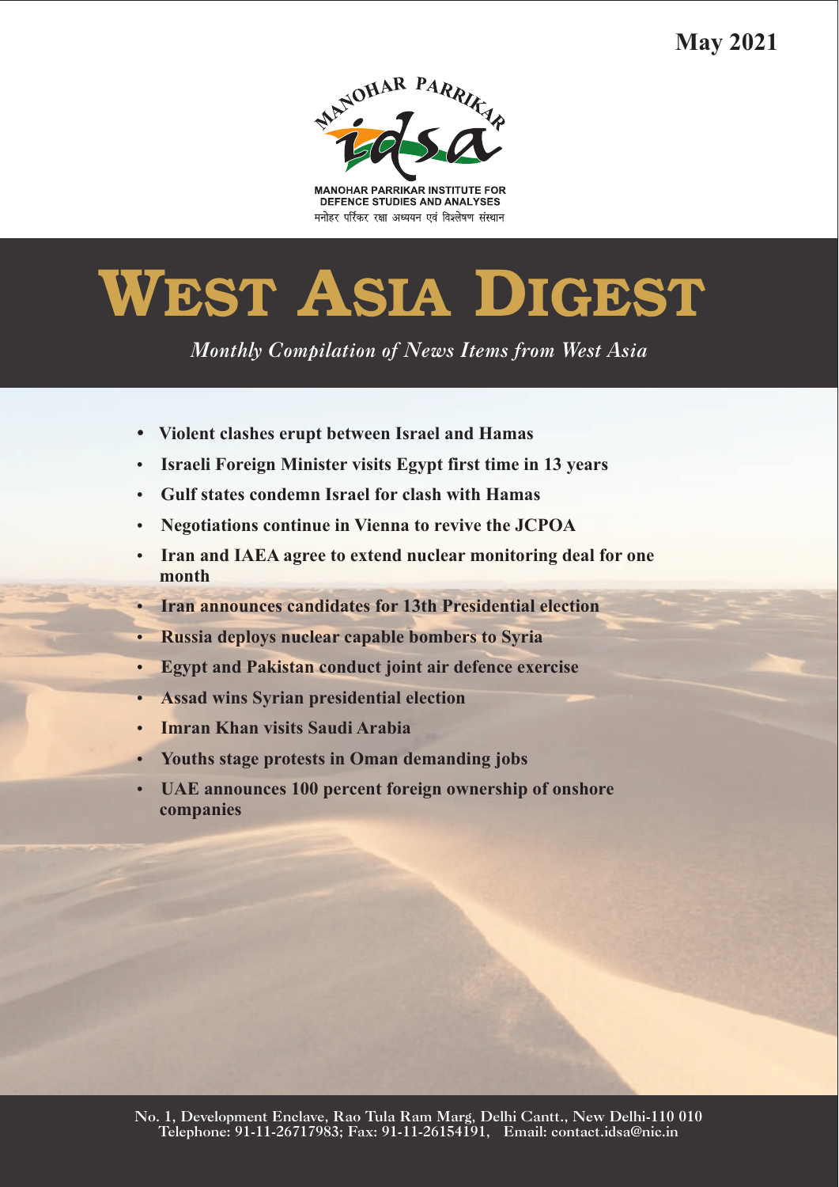May 2021

MANOHAR PARRIKAR

idsa

MANOHAR PARRIKAR INSTITUTE FOR DEFENCE STUDIES AND ANALYSES

मनोहर पर्रिकर रक्षा अध्ययन एवं विश्लेषण संस्थान

# WEST ASIA DIGEST

*Monthly Compilation of News Items from West Asia*

- **Violent clashes erupt between Israel and Hamas**
- **Israeli Foreign Minister visits Egypt first time in 13 years**
- **Gulf states condemn Israel for clash with Hamas**
- **Negotiations continue in Vienna to revive the JCPOA**
- **Iran and IAEA agree to extend nuclear monitoring deal for one month**
- **Iran announces candidates for 13th Presidential election**
- **Russia deploys nuclear capable bombers to Syria**
- **Egypt and Pakistan conduct joint air defence exercise**
- **Assad wins Syrian presidential election**
- **Imran Khan visits Saudi Arabia**
- **Youths stage protests in Oman demanding jobs**
- **UAE announces 100 percent foreign ownership of onshore companies**

No. 1, Development Enclave, Rao Tula Ram Marg, Delhi Cantt., New Delhi-110 010
Telephone: 91-11-26717983; Fax: 91-11-26154191, Email: contact.idsa@nic.in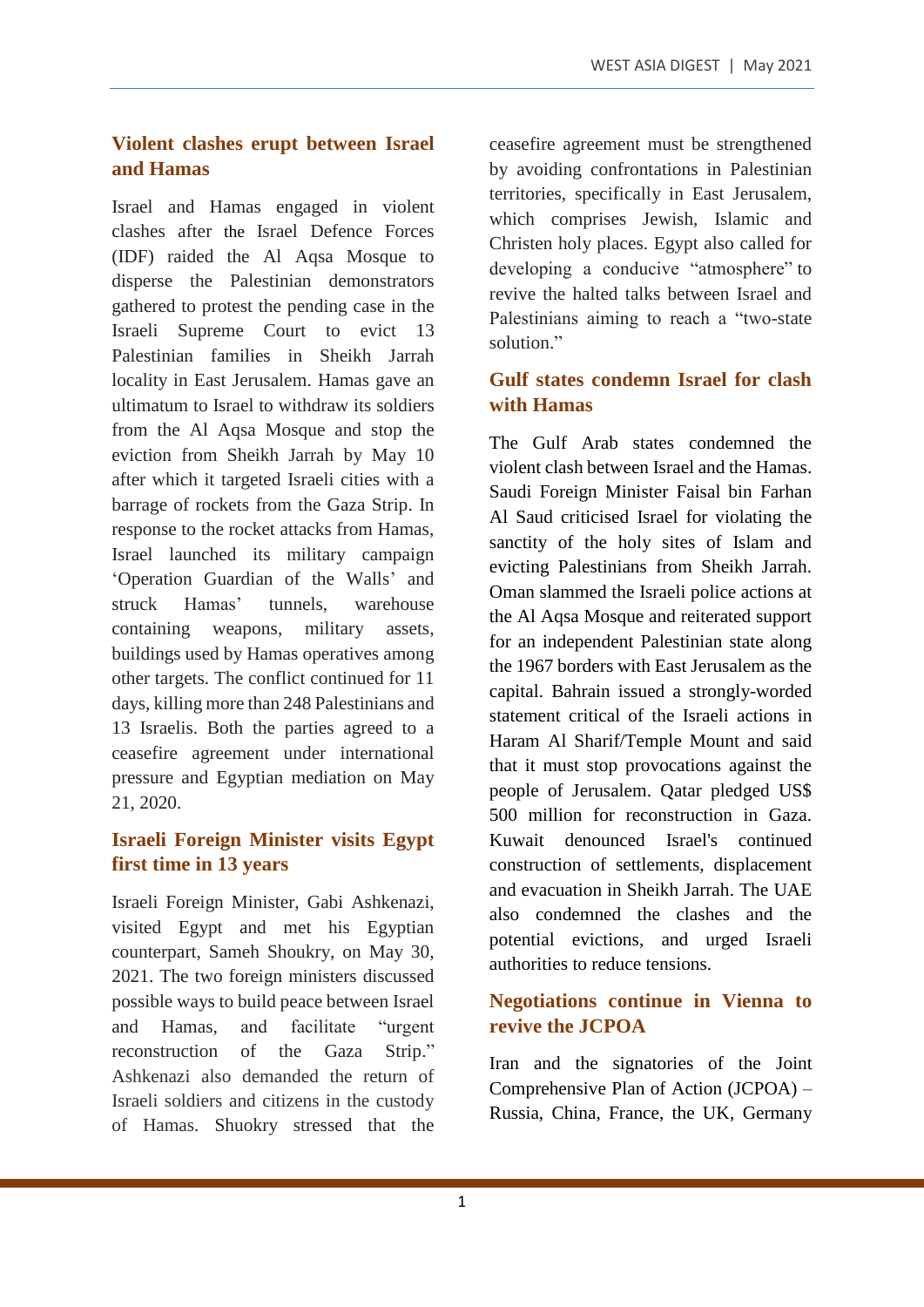## Violent clashes erupt between Israel and Hamas

Israel and Hamas engaged in violent clashes after the Israel Defence Forces (IDF) raided the Al Aqsa Mosque to disperse the Palestinian demonstrators gathered to protest the pending case in the Israeli Supreme Court to evict 13 Palestinian families in Sheikh Jarrah locality in East Jerusalem. Hamas gave an ultimatum to Israel to withdraw its soldiers from the Al Aqsa Mosque and stop the eviction from Sheikh Jarrah by May 10 after which it targeted Israeli cities with a barrage of rockets from the Gaza Strip. In response to the rocket attacks from Hamas, Israel launched its military campaign 'Operation Guardian of the Walls' and struck Hamas' tunnels, warehouse containing weapons, military assets, buildings used by Hamas operatives among other targets. The conflict continued for 11 days, killing more than 248 Palestinians and 13 Israelis. Both the parties agreed to a ceasefire agreement under international pressure and Egyptian mediation on May 21, 2020.

## Israeli Foreign Minister visits Egypt first time in 13 years

Israeli Foreign Minister, Gabi Ashkenazi, visited Egypt and met his Egyptian counterpart, Sameh Shoukry, on May 30, 2021. The two foreign ministers discussed possible ways to build peace between Israel and Hamas, and facilitate "urgent reconstruction of the Gaza Strip." Ashkenazi also demanded the return of Israeli soldiers and citizens in the custody of Hamas. Shuokry stressed that the ceasefire agreement must be strengthened by avoiding confrontations in Palestinian territories, specifically in East Jerusalem, which comprises Jewish, Islamic and Christen holy places. Egypt also called for developing a conducive "atmosphere" to revive the halted talks between Israel and Palestinians aiming to reach a "two-state solution."

## Gulf states condemn Israel for clash with Hamas

The Gulf Arab states condemned the violent clash between Israel and the Hamas. Saudi Foreign Minister Faisal bin Farhan Al Saud criticised Israel for violating the sanctity of the holy sites of Islam and evicting Palestinians from Sheikh Jarrah. Oman slammed the Israeli police actions at the Al Aqsa Mosque and reiterated support for an independent Palestinian state along the 1967 borders with East Jerusalem as the capital. Bahrain issued a strongly-worded statement critical of the Israeli actions in Haram Al Sharif/Temple Mount and said that it must stop provocations against the people of Jerusalem. Qatar pledged US$ 500 million for reconstruction in Gaza. Kuwait denounced Israel's continued construction of settlements, displacement and evacuation in Sheikh Jarrah. The UAE also condemned the clashes and the potential evictions, and urged Israeli authorities to reduce tensions.

## Negotiations continue in Vienna to revive the JCPOA

Iran and the signatories of the Joint Comprehensive Plan of Action (JCPOA) – Russia, China, France, the UK, Germany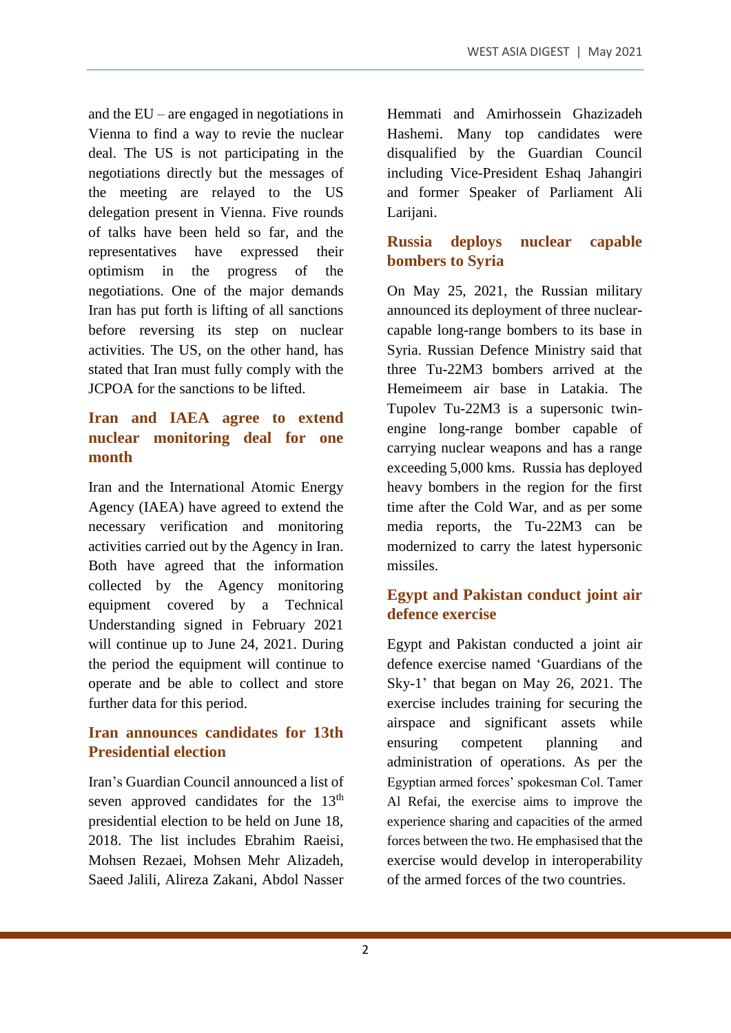and the EU – are engaged in negotiations in Vienna to find a way to revie the nuclear deal. The US is not participating in the negotiations directly but the messages of the meeting are relayed to the US delegation present in Vienna. Five rounds of talks have been held so far, and the representatives have expressed their optimism in the progress of the negotiations. One of the major demands Iran has put forth is lifting of all sanctions before reversing its step on nuclear activities. The US, on the other hand, has stated that Iran must fully comply with the JCPOA for the sanctions to be lifted.

### Iran and IAEA agree to extend nuclear monitoring deal for one month

Iran and the International Atomic Energy Agency (IAEA) have agreed to extend the necessary verification and monitoring activities carried out by the Agency in Iran. Both have agreed that the information collected by the Agency monitoring equipment covered by a Technical Understanding signed in February 2021 will continue up to June 24, 2021. During the period the equipment will continue to operate and be able to collect and store further data for this period.

### Iran announces candidates for 13th Presidential election

Iran's Guardian Council announced a list of seven approved candidates for the 13th presidential election to be held on June 18, 2018. The list includes Ebrahim Raeisi, Mohsen Rezaei, Mohsen Mehr Alizadeh, Saeed Jalili, Alireza Zakani, Abdol Nasser Hemmati and Amirhossein Ghazizadeh Hashemi. Many top candidates were disqualified by the Guardian Council including Vice-President Eshaq Jahangiri and former Speaker of Parliament Ali Larijani.

### Russia deploys nuclear capable bombers to Syria

On May 25, 2021, the Russian military announced its deployment of three nuclear-capable long-range bombers to its base in Syria. Russian Defence Ministry said that three Tu-22M3 bombers arrived at the Hemeimeem air base in Latakia. The Tupolev Tu-22M3 is a supersonic twin-engine long-range bomber capable of carrying nuclear weapons and has a range exceeding 5,000 kms. Russia has deployed heavy bombers in the region for the first time after the Cold War, and as per some media reports, the Tu-22M3 can be modernized to carry the latest hypersonic missiles.

### Egypt and Pakistan conduct joint air defence exercise

Egypt and Pakistan conducted a joint air defence exercise named 'Guardians of the Sky-1' that began on May 26, 2021. The exercise includes training for securing the airspace and significant assets while ensuring competent planning and administration of operations. As per the Egyptian armed forces' spokesman Col. Tamer Al Refai, the exercise aims to improve the experience sharing and capacities of the armed forces between the two. He emphasised that the exercise would develop in interoperability of the armed forces of the two countries.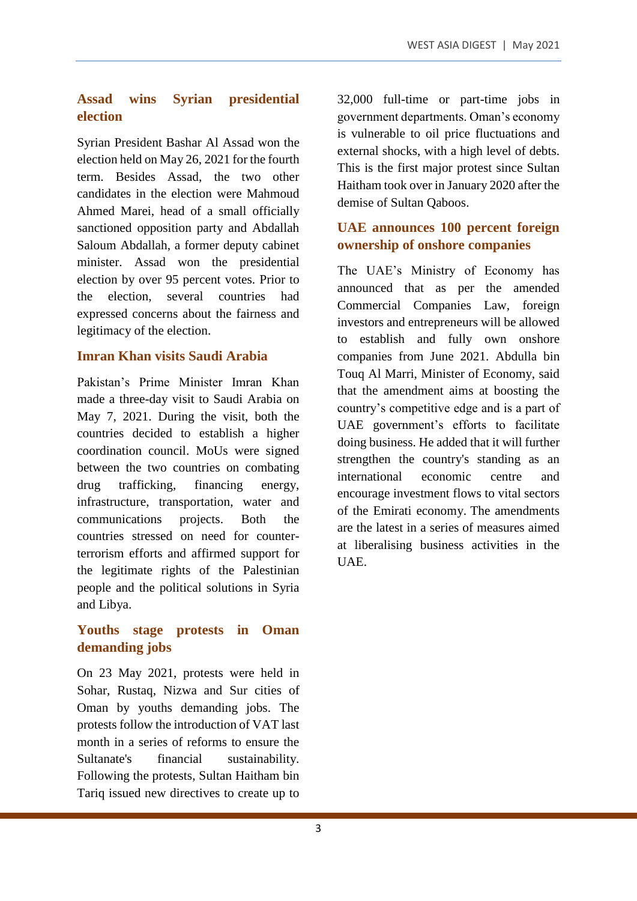## Assad wins Syrian presidential election

Syrian President Bashar Al Assad won the election held on May 26, 2021 for the fourth term. Besides Assad, the two other candidates in the election were Mahmoud Ahmed Marei, head of a small officially sanctioned opposition party and Abdallah Saloum Abdallah, a former deputy cabinet minister. Assad won the presidential election by over 95 percent votes. Prior to the election, several countries had expressed concerns about the fairness and legitimacy of the election.

## Imran Khan visits Saudi Arabia

Pakistan's Prime Minister Imran Khan made a three-day visit to Saudi Arabia on May 7, 2021. During the visit, both the countries decided to establish a higher coordination council. MoUs were signed between the two countries on combating drug trafficking, financing energy, infrastructure, transportation, water and communications projects. Both the countries stressed on need for counter-terrorism efforts and affirmed support for the legitimate rights of the Palestinian people and the political solutions in Syria and Libya.

## Youths stage protests in Oman demanding jobs

On 23 May 2021, protests were held in Sohar, Rustaq, Nizwa and Sur cities of Oman by youths demanding jobs. The protests follow the introduction of VAT last month in a series of reforms to ensure the Sultanate's financial sustainability. Following the protests, Sultan Haitham bin Tariq issued new directives to create up to 32,000 full-time or part-time jobs in government departments. Oman's economy is vulnerable to oil price fluctuations and external shocks, with a high level of debts. This is the first major protest since Sultan Haitham took over in January 2020 after the demise of Sultan Qaboos.

## UAE announces 100 percent foreign ownership of onshore companies

The UAE's Ministry of Economy has announced that as per the amended Commercial Companies Law, foreign investors and entrepreneurs will be allowed to establish and fully own onshore companies from June 2021. Abdulla bin Touq Al Marri, Minister of Economy, said that the amendment aims at boosting the country's competitive edge and is a part of UAE government's efforts to facilitate doing business. He added that it will further strengthen the country's standing as an international economic centre and encourage investment flows to vital sectors of the Emirati economy. The amendments are the latest in a series of measures aimed at liberalising business activities in the UAE.